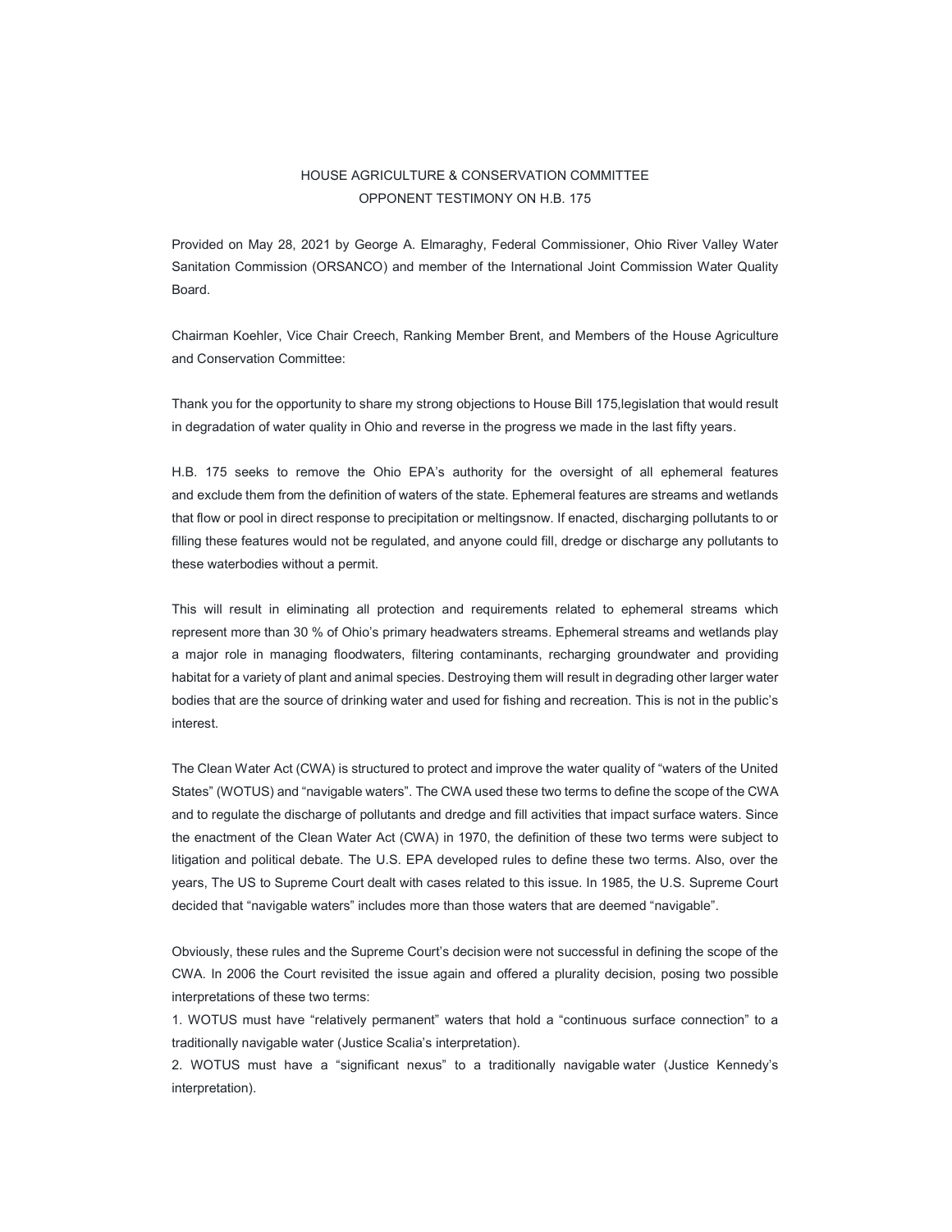HOUSE AGRICULTURE & CONSERVATION COMMITTEE
OPPONENT TESTIMONY ON H.B. 175

Provided on May 28, 2021 by George A. Elmaraghy, Federal Commissioner, Ohio River Valley Water Sanitation Commission (ORSANCO) and member of the International Joint Commission Water Quality Board.

Chairman Koehler, Vice Chair Creech, Ranking Member Brent, and Members of the House Agriculture and Conservation Committee:

Thank you for the opportunity to share my strong objections to House Bill 175,legislation that would result in degradation of water quality in Ohio and reverse in the progress we made in the last fifty years.

H.B. 175 seeks to remove the Ohio EPA's authority for the oversight of all ephemeral features and exclude them from the definition of waters of the state. Ephemeral features are streams and wetlands that flow or pool in direct response to precipitation or meltingsnow. If enacted, discharging pollutants to or filling these features would not be regulated, and anyone could fill, dredge or discharge any pollutants to these waterbodies without a permit.

This will result in eliminating all protection and requirements related to ephemeral streams which represent more than 30 % of Ohio's primary headwaters streams. Ephemeral streams and wetlands play a major role in managing floodwaters, filtering contaminants, recharging groundwater and providing habitat for a variety of plant and animal species. Destroying them will result in degrading other larger water bodies that are the source of drinking water and used for fishing and recreation. This is not in the public's interest.

The Clean Water Act (CWA) is structured to protect and improve the water quality of "waters of the United States" (WOTUS) and "navigable waters". The CWA used these two terms to define the scope of the CWA and to regulate the discharge of pollutants and dredge and fill activities that impact surface waters. Since the enactment of the Clean Water Act (CWA) in 1970, the definition of these two terms were subject to litigation and political debate. The U.S. EPA developed rules to define these two terms. Also, over the years, The US to Supreme Court dealt with cases related to this issue. In 1985, the U.S. Supreme Court decided that "navigable waters" includes more than those waters that are deemed "navigable".

Obviously, these rules and the Supreme Court's decision were not successful in defining the scope of the CWA. In 2006 the Court revisited the issue again and offered a plurality decision, posing two possible interpretations of these two terms:

1. WOTUS must have "relatively permanent" waters that hold a "continuous surface connection" to a traditionally navigable water (Justice Scalia's interpretation).
2. WOTUS must have a "significant nexus" to a traditionally navigable water (Justice Kennedy's interpretation).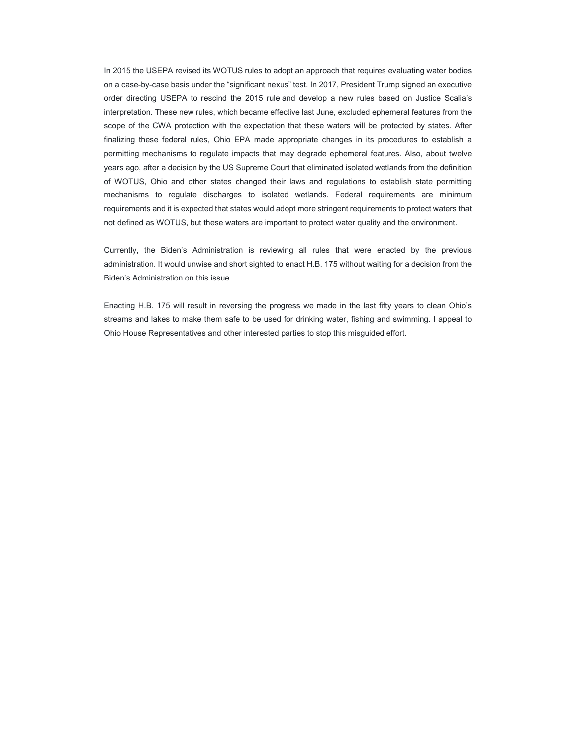In 2015 the USEPA revised its WOTUS rules to adopt an approach that requires evaluating water bodies on a case-by-case basis under the "significant nexus" test. In 2017, President Trump signed an executive order directing USEPA to rescind the 2015 rule and develop a new rules based on Justice Scalia's interpretation. These new rules, which became effective last June, excluded ephemeral features from the scope of the CWA protection with the expectation that these waters will be protected by states. After finalizing these federal rules, Ohio EPA made appropriate changes in its procedures to establish a permitting mechanisms to regulate impacts that may degrade ephemeral features. Also, about twelve years ago, after a decision by the US Supreme Court that eliminated isolated wetlands from the definition of WOTUS, Ohio and other states changed their laws and regulations to establish state permitting mechanisms to regulate discharges to isolated wetlands. Federal requirements are minimum requirements and it is expected that states would adopt more stringent requirements to protect waters that not defined as WOTUS, but these waters are important to protect water quality and the environment.

Currently, the Biden's Administration is reviewing all rules that were enacted by the previous administration. It would unwise and short sighted to enact H.B. 175 without waiting for a decision from the Biden's Administration on this issue.

Enacting H.B. 175 will result in reversing the progress we made in the last fifty years to clean Ohio's streams and lakes to make them safe to be used for drinking water, fishing and swimming. I appeal to Ohio House Representatives and other interested parties to stop this misguided effort.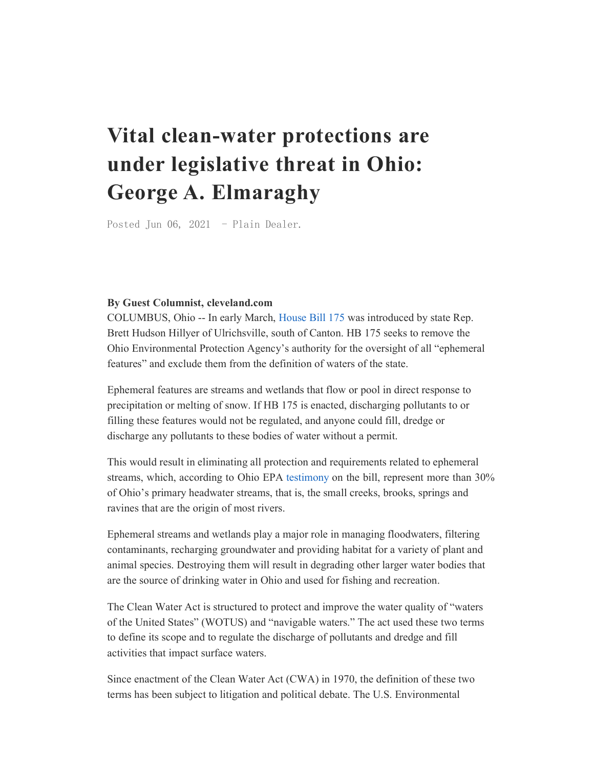# Vital clean-water protections are under legislative threat in Ohio: George A. Elmaraghy

Posted Jun 06, 2021 - Plain Dealer.

**By Guest Columnist, cleveland.com**

COLUMBUS, Ohio -- In early March, House Bill 175 was introduced by state Rep. Brett Hudson Hillyer of Ulrichsville, south of Canton. HB 175 seeks to remove the Ohio Environmental Protection Agency's authority for the oversight of all "ephemeral features" and exclude them from the definition of waters of the state.

Ephemeral features are streams and wetlands that flow or pool in direct response to precipitation or melting of snow. If HB 175 is enacted, discharging pollutants to or filling these features would not be regulated, and anyone could fill, dredge or discharge any pollutants to these bodies of water without a permit.

This would result in eliminating all protection and requirements related to ephemeral streams, which, according to Ohio EPA testimony on the bill, represent more than 30% of Ohio's primary headwater streams, that is, the small creeks, brooks, springs and ravines that are the origin of most rivers.

Ephemeral streams and wetlands play a major role in managing floodwaters, filtering contaminants, recharging groundwater and providing habitat for a variety of plant and animal species. Destroying them will result in degrading other larger water bodies that are the source of drinking water in Ohio and used for fishing and recreation.

The Clean Water Act is structured to protect and improve the water quality of "waters of the United States" (WOTUS) and "navigable waters." The act used these two terms to define its scope and to regulate the discharge of pollutants and dredge and fill activities that impact surface waters.

Since enactment of the Clean Water Act (CWA) in 1970, the definition of these two terms has been subject to litigation and political debate. The U.S. Environmental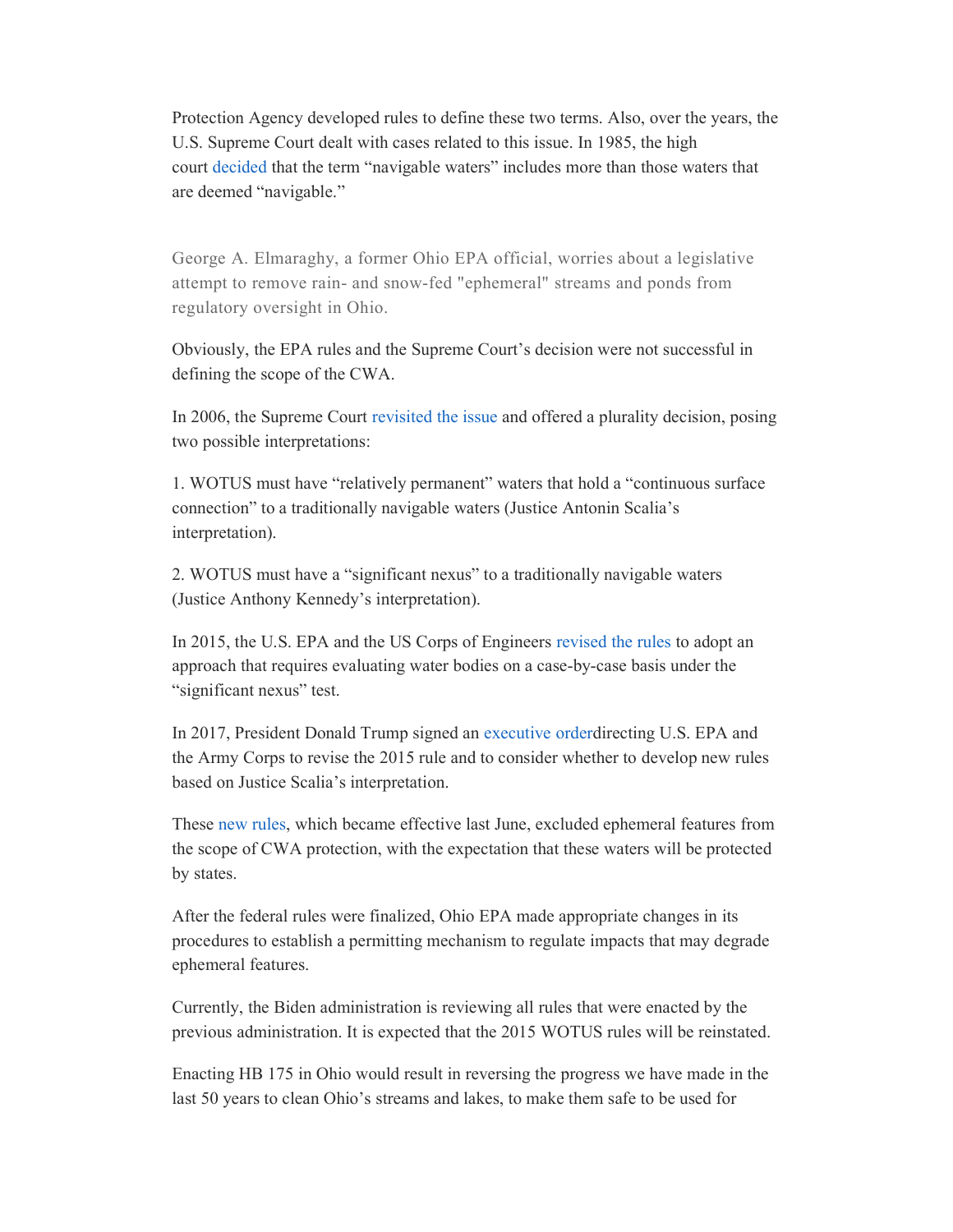Protection Agency developed rules to define these two terms. Also, over the years, the U.S. Supreme Court dealt with cases related to this issue. In 1985, the high court decided that the term "navigable waters" includes more than those waters that are deemed "navigable."

George A. Elmaraghy, a former Ohio EPA official, worries about a legislative attempt to remove rain- and snow-fed "ephemeral" streams and ponds from regulatory oversight in Ohio.

Obviously, the EPA rules and the Supreme Court's decision were not successful in defining the scope of the CWA.

In 2006, the Supreme Court revisited the issue and offered a plurality decision, posing two possible interpretations:

1. WOTUS must have "relatively permanent" waters that hold a "continuous surface connection" to a traditionally navigable waters (Justice Antonin Scalia's interpretation).

2. WOTUS must have a "significant nexus" to a traditionally navigable waters (Justice Anthony Kennedy's interpretation).

In 2015, the U.S. EPA and the US Corps of Engineers revised the rules to adopt an approach that requires evaluating water bodies on a case-by-case basis under the "significant nexus" test.

In 2017, President Donald Trump signed an executive orderdirecting U.S. EPA and the Army Corps to revise the 2015 rule and to consider whether to develop new rules based on Justice Scalia's interpretation.

These new rules, which became effective last June, excluded ephemeral features from the scope of CWA protection, with the expectation that these waters will be protected by states.

After the federal rules were finalized, Ohio EPA made appropriate changes in its procedures to establish a permitting mechanism to regulate impacts that may degrade ephemeral features.

Currently, the Biden administration is reviewing all rules that were enacted by the previous administration. It is expected that the 2015 WOTUS rules will be reinstated.

Enacting HB 175 in Ohio would result in reversing the progress we have made in the last 50 years to clean Ohio's streams and lakes, to make them safe to be used for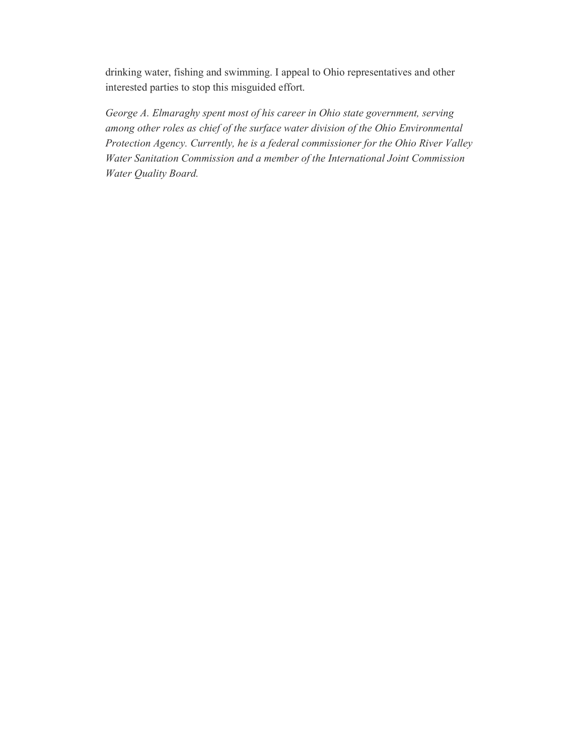drinking water, fishing and swimming. I appeal to Ohio representatives and other interested parties to stop this misguided effort.

*George A. Elmaraghy spent most of his career in Ohio state government, serving among other roles as chief of the surface water division of the Ohio Environmental Protection Agency. Currently, he is a federal commissioner for the Ohio River Valley Water Sanitation Commission and a member of the International Joint Commission Water Quality Board.*